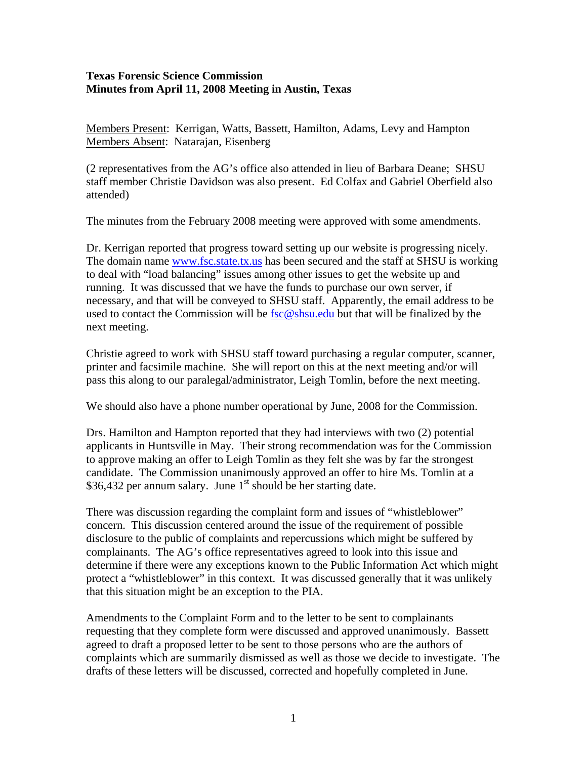**Texas Forensic Science Commission**
**Minutes from April 11, 2008 Meeting in Austin, Texas**

Members Present: Kerrigan, Watts, Bassett, Hamilton, Adams, Levy and Hampton
Members Absent: Natarajan, Eisenberg

(2 representatives from the AG's office also attended in lieu of Barbara Deane; SHSU staff member Christie Davidson was also present. Ed Colfax and Gabriel Oberfield also attended)

The minutes from the February 2008 meeting were approved with some amendments.

Dr. Kerrigan reported that progress toward setting up our website is progressing nicely. The domain name www.fsc.state.tx.us has been secured and the staff at SHSU is working to deal with "load balancing" issues among other issues to get the website up and running. It was discussed that we have the funds to purchase our own server, if necessary, and that will be conveyed to SHSU staff. Apparently, the email address to be used to contact the Commission will be fsc@shsu.edu but that will be finalized by the next meeting.

Christie agreed to work with SHSU staff toward purchasing a regular computer, scanner, printer and facsimile machine. She will report on this at the next meeting and/or will pass this along to our paralegal/administrator, Leigh Tomlin, before the next meeting.

We should also have a phone number operational by June, 2008 for the Commission.

Drs. Hamilton and Hampton reported that they had interviews with two (2) potential applicants in Huntsville in May. Their strong recommendation was for the Commission to approve making an offer to Leigh Tomlin as they felt she was by far the strongest candidate. The Commission unanimously approved an offer to hire Ms. Tomlin at a $36,432 per annum salary. June 1st should be her starting date.

There was discussion regarding the complaint form and issues of "whistleblower" concern. This discussion centered around the issue of the requirement of possible disclosure to the public of complaints and repercussions which might be suffered by complainants. The AG's office representatives agreed to look into this issue and determine if there were any exceptions known to the Public Information Act which might protect a "whistleblower" in this context. It was discussed generally that it was unlikely that this situation might be an exception to the PIA.

Amendments to the Complaint Form and to the letter to be sent to complainants requesting that they complete form were discussed and approved unanimously. Bassett agreed to draft a proposed letter to be sent to those persons who are the authors of complaints which are summarily dismissed as well as those we decide to investigate. The drafts of these letters will be discussed, corrected and hopefully completed in June.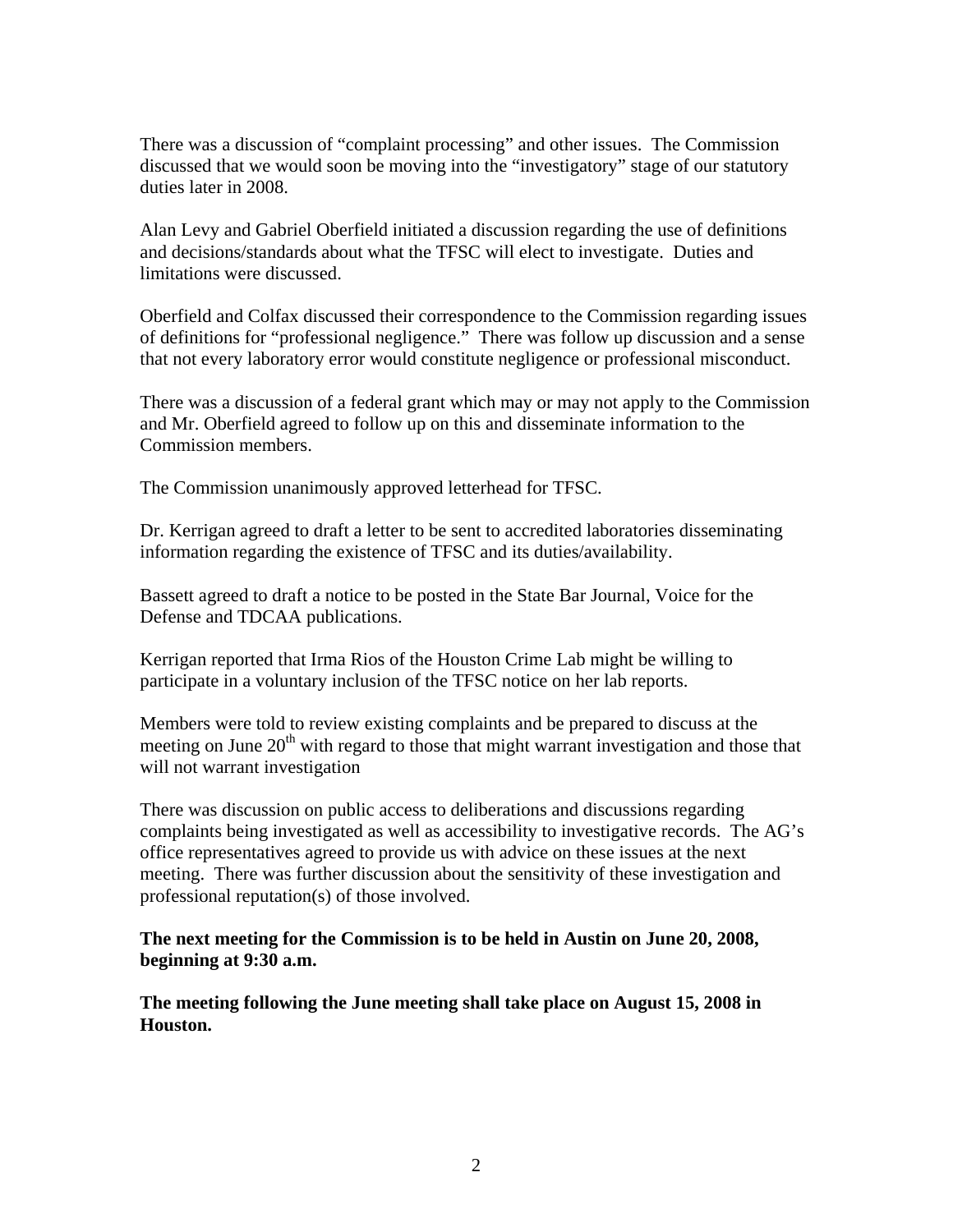There was a discussion of "complaint processing" and other issues. The Commission discussed that we would soon be moving into the "investigatory" stage of our statutory duties later in 2008.

Alan Levy and Gabriel Oberfield initiated a discussion regarding the use of definitions and decisions/standards about what the TFSC will elect to investigate. Duties and limitations were discussed.

Oberfield and Colfax discussed their correspondence to the Commission regarding issues of definitions for "professional negligence." There was follow up discussion and a sense that not every laboratory error would constitute negligence or professional misconduct.

There was a discussion of a federal grant which may or may not apply to the Commission and Mr. Oberfield agreed to follow up on this and disseminate information to the Commission members.

The Commission unanimously approved letterhead for TFSC.

Dr. Kerrigan agreed to draft a letter to be sent to accredited laboratories disseminating information regarding the existence of TFSC and its duties/availability.

Bassett agreed to draft a notice to be posted in the State Bar Journal, Voice for the Defense and TDCAA publications.

Kerrigan reported that Irma Rios of the Houston Crime Lab might be willing to participate in a voluntary inclusion of the TFSC notice on her lab reports.

Members were told to review existing complaints and be prepared to discuss at the meeting on June 20th with regard to those that might warrant investigation and those that will not warrant investigation

There was discussion on public access to deliberations and discussions regarding complaints being investigated as well as accessibility to investigative records. The AG's office representatives agreed to provide us with advice on these issues at the next meeting. There was further discussion about the sensitivity of these investigation and professional reputation(s) of those involved.

**The next meeting for the Commission is to be held in Austin on June 20, 2008, beginning at 9:30 a.m.**

**The meeting following the June meeting shall take place on August 15, 2008 in Houston.**